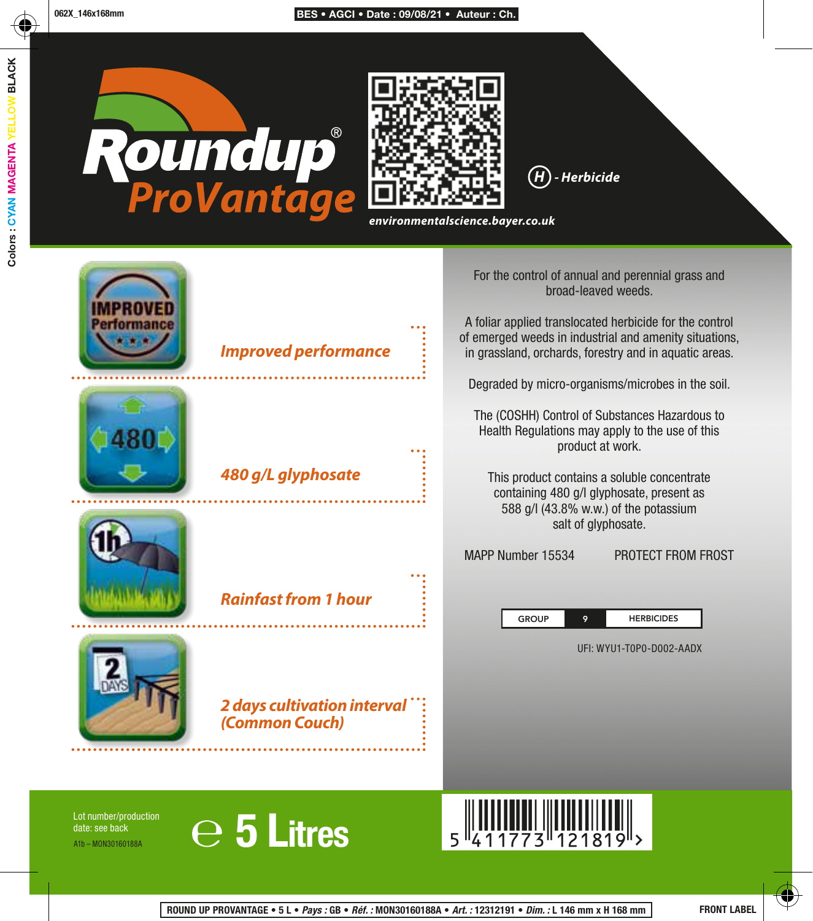# Roundup® ProVantage

(H) - Herbicide

environmentalscience.bayer.co.uk

*Improved performance*

*480 g/L glyphosate*

*Rainfast from 1 hour*

*2 days cultivation interval (Common Couch)*

For the control of annual and perennial grass and broad-leaved weeds.

A foliar applied translocated herbicide for the control of emerged weeds in industrial and amenity situations, in grassland, orchards, forestry and in aquatic areas.

Degraded by micro-organisms/microbes in the soil.

The (COSHH) Control of Substances Hazardous to Health Regulations may apply to the use of this product at work.

This product contains a soluble concentrate containing 480 g/l glyphosate, present as 588 g/l (43.8% w.w.) of the potassium salt of glyphosate.

MAPP Number 15534 PROTECT FROM FROST

| GROUP | 9 | HERBICIDES |
|---|---|---|

UFI: WYU1-T0P0-D002-AADX

Lot number/production date: see back

A1b – MON30160188A

℮ 5 Litres

5 411773 121819 >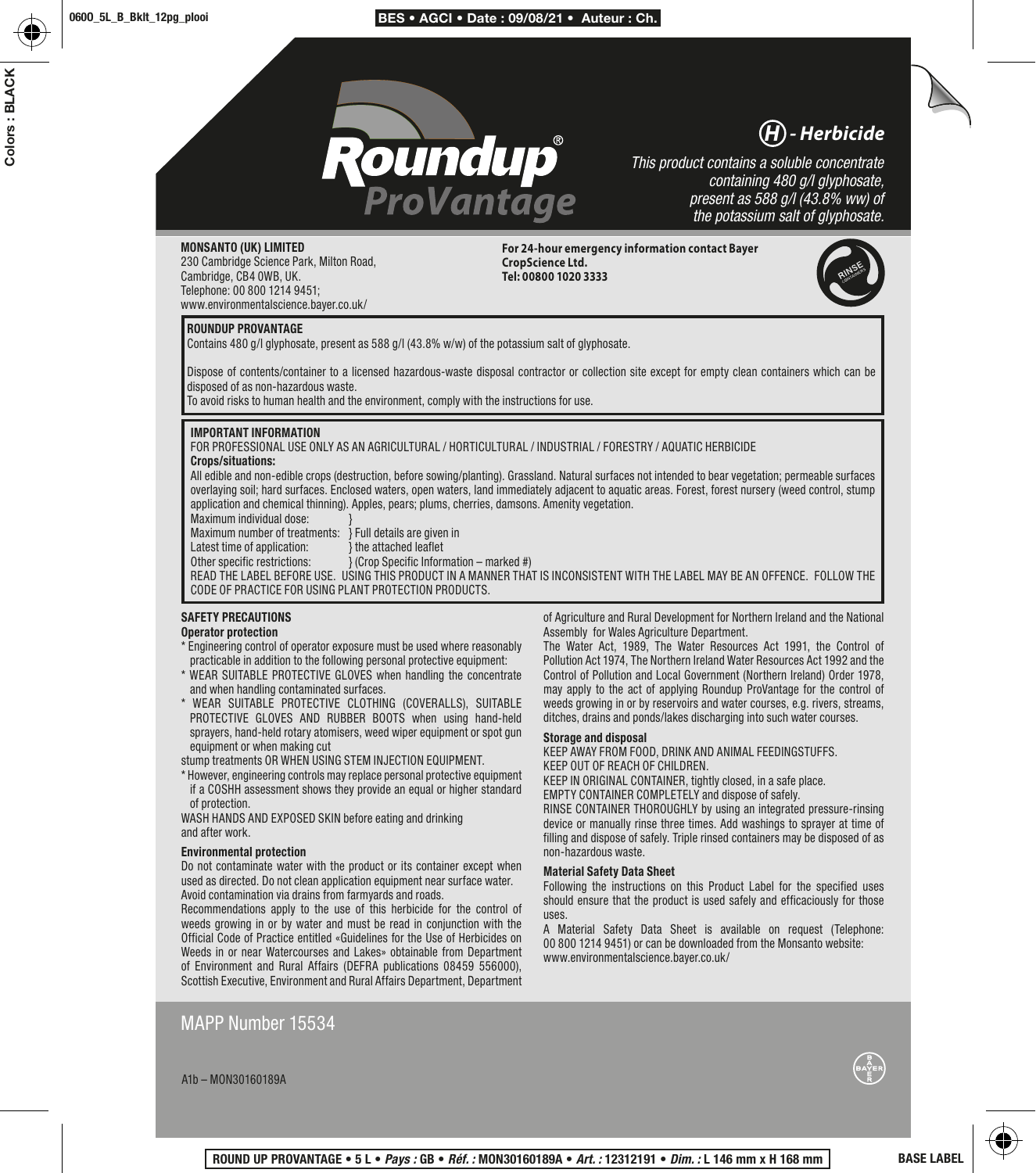# Roundup® ProVantage

**(H) - Herbicide**

*This product contains a soluble concentrate containing 480 g/l glyphosate, present as 588 g/l (43.8% ww) of the potassium salt of glyphosate.*

**MONSANTO (UK) LIMITED**
230 Cambridge Science Park, Milton Road,
Cambridge, CB4 0WB, UK.
Telephone: 00 800 1214 9451;
www.environmentalscience.bayer.co.uk/

**For 24-hour emergency information contact Bayer CropScience Ltd.**
**Tel: 00800 1020 3333**

RINSE CONTAINERS

**ROUNDUP PROVANTAGE**
Contains 480 g/l glyphosate, present as 588 g/l (43.8% w/w) of the potassium salt of glyphosate.

Dispose of contents/container to a licensed hazardous-waste disposal contractor or collection site except for empty clean containers which can be disposed of as non-hazardous waste.
To avoid risks to human health and the environment, comply with the instructions for use.

**IMPORTANT INFORMATION**
FOR PROFESSIONAL USE ONLY AS AN AGRICULTURAL / HORTICULTURAL / INDUSTRIAL / FORESTRY / AQUATIC HERBICIDE
**Crops/situations:**
All edible and non-edible crops (destruction, before sowing/planting). Grassland. Natural surfaces not intended to bear vegetation; permeable surfaces overlaying soil; hard surfaces. Enclosed waters, open waters, land immediately adjacent to aquatic areas. Forest, forest nursery (weed control, stump application and chemical thinning). Apples, pears; plums, cherries, damsons. Amenity vegetation.

Maximum individual dose: }
Maximum number of treatments: } Full details are given in
Latest time of application: } the attached leaflet
Other specific restrictions: } (Crop Specific Information – marked #)

READ THE LABEL BEFORE USE. USING THIS PRODUCT IN A MANNER THAT IS INCONSISTENT WITH THE LABEL MAY BE AN OFFENCE. FOLLOW THE CODE OF PRACTICE FOR USING PLANT PROTECTION PRODUCTS.

## SAFETY PRECAUTIONS

### Operator protection

* Engineering control of operator exposure must be used where reasonably practicable in addition to the following personal protective equipment:
* WEAR SUITABLE PROTECTIVE GLOVES when handling the concentrate and when handling contaminated surfaces.
* WEAR SUITABLE PROTECTIVE CLOTHING (COVERALLS), SUITABLE PROTECTIVE GLOVES AND RUBBER BOOTS when using hand-held sprayers, hand-held rotary atomisers, weed wiper equipment or spot gun equipment or when making cut stump treatments OR WHEN USING STEM INJECTION EQUIPMENT.
* However, engineering controls may replace personal protective equipment if a COSHH assessment shows they provide an equal or higher standard of protection.

WASH HANDS AND EXPOSED SKIN before eating and drinking and after work.

### Environmental protection

Do not contaminate water with the product or its container except when used as directed. Do not clean application equipment near surface water. Avoid contamination via drains from farmyards and roads.

Recommendations apply to the use of this herbicide for the control of weeds growing in or by water and must be read in conjunction with the Official Code of Practice entitled «Guidelines for the Use of Herbicides on Weeds in or near Watercourses and Lakes» obtainable from Department of Environment and Rural Affairs (DEFRA publications 08459 556000), Scottish Executive, Environment and Rural Affairs Department, Department of Agriculture and Rural Development for Northern Ireland and the National Assembly for Wales Agriculture Department.

The Water Act, 1989, The Water Resources Act 1991, the Control of Pollution Act 1974, The Northern Ireland Water Resources Act 1992 and the Control of Pollution and Local Government (Northern Ireland) Order 1978, may apply to the act of applying Roundup ProVantage for the control of weeds growing in or by reservoirs and water courses, e.g. rivers, streams, ditches, drains and ponds/lakes discharging into such water courses.

### Storage and disposal

KEEP AWAY FROM FOOD, DRINK AND ANIMAL FEEDINGSTUFFS.
KEEP OUT OF REACH OF CHILDREN.
KEEP IN ORIGINAL CONTAINER, tightly closed, in a safe place.
EMPTY CONTAINER COMPLETELY and dispose of safely.
RINSE CONTAINER THOROUGHLY by using an integrated pressure-rinsing device or manually rinse three times. Add washings to sprayer at time of filling and dispose of safely. Triple rinsed containers may be disposed of as non-hazardous waste.

### Material Safety Data Sheet

Following the instructions on this Product Label for the specified uses should ensure that the product is used safely and efficaciously for those uses.

A Material Safety Data Sheet is available on request (Telephone: 00 800 1214 9451) or can be downloaded from the Monsanto website: www.environmentalscience.bayer.co.uk/

MAPP Number 15534

A1b – MON30160189A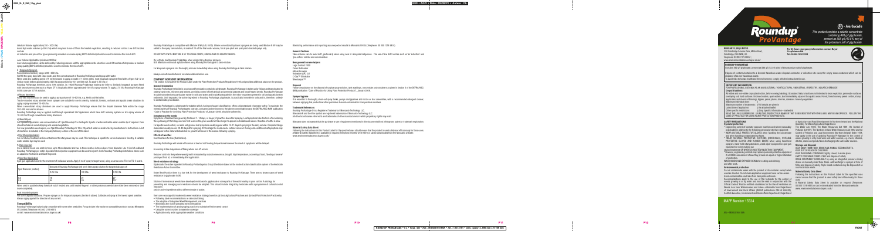(Medium Volume application (100 – 200 l/ha)

Avoid high water volumes (>200 l/ha) which may lead to run-off from the treated vegetation, resulting in reduced control. Low drift nozzles such as air induction and pre-orifice types producing a medium or coarse spray (BCPC definition) should be used to minimise the risk of drift.

Low Volume Application (minimum 80 l/ha)

Low volume application can be achieved by reducing pressure and the appropriate nozzle selection. Low drift nozzles which produce a medium spray quality (BCPC definition) should be used to minimise the risk of drift.

ii) Knapsack Sprayers

Recommended delivery range is 80 – 250 l/ha.

Half fill the spray tank with clean water, add the correct amount of Roundup ProVantage and top up with water.

When used at a walking speed of 1 metre/second to apply a swath of 1 metre width, most knapsack sprayers fitted with a Hypro AN 1.2 or similar nozzle deliver approximately 200 l/ha spray volume (or 100 per 500 m2). To apply 5.76 l/ha of Roundup ProVantage, therefore, use a 1.0% solution, i.e. 10 ml of Roundup ProVantage made up to 10 litres. Similarly, knapsack sprayers fitted with low volume nozzles such as Hypro EY 1.5 typically deliver approximately 100 l/ha spray volume. To apply 5.76 l/ha Roundup ProVantage in this case use 5.76% solution.

iii) Rotary Atomisers

Undiluted or diluted Roundup ProVantage can be used to apply a spray volume of 10-40 l/ha, e.g. Herbi and Herbaflex.

Tractor mounted rotary atomiser boom sprayers are suitable for use in amenity, industrial, forestry, orchards and aquatic areas situations to apply a spray volume of 10-40 l/ha.

When conventional rotary atomisers are used to apply Roundup ProVantage ensure that the droplet diameter falls within the range 200-300 microns for all uses.

Roundup ProVantage may be applied neat through specialised ULV applicators which have drift reducing systems or at a spray volume of 10-40 l/ha through conventional rotary atomisers.

iv) Weed Wipers

For tapered applications use a concentration of 1 part Roundup ProVantage to 2 parts of water and add a water-soluble dye if required. Care should be taken to avoid dripping onto wanted vegetation.

For new generation weed wipers, use 1 part Roundup ProVantage to 10 or 20 parts of water or as directed by manufacturer's instructions. A list of machinery is included in the Company Advisory section at the end of this label.

v) Cut Stump Application

For cut stump treatment as the establishment by rotary saws may be used. This technique is specific to scrub clearance in forestry. A suitable water soluble dye may be used.

vi) Stem injection

Use a hatchet to cut one notch or frill up to 10cm diameter and two to three notches in trees above 10cm diameter. Use 1.5 ml of undiluted Roundup ProVantage per notch. Specialised stem injection equipment can be used to inject 1.5 ml Roundup ProVantage into hollow stems such as Japanese Knotweed and Giant Hogweed.

vii) Spot Gun Application

Spot gun applications are for the treatment of individual weeds. Apply 5 ml of spray to target weed, using a narrow cone 10-1 or TG-1 nozzle.

| Spot Diameter (metres) | Amount of Roundup ProVantage (ml) per 5 litres spray solution for targeted dosages of | | |
|---|---|---|---|
| | 2.20 l/ha | 2.88 l/ha | 5.76 l/ha |
| 0.4 | 76 | 73 | 147 |
| 0.6 | 34 | 70 | 65 |

When used in paddocks keep livestock out of treated areas until treated Ragwort or other poisonous weeds have either been removed or died down completely.

Rinsing of Knapsack sprayers

For use in aquatic situations: Prepare sprayer as for knapsack sprayers (Section ii above). Calibrate and spray at the lowest speed possible. Always apply against the direction of any current.

**Compatibility**

Roundup ProVantage is physically compatible with some other pesticides. For up to date information on compatible products contact Monsanto UK Limited (Telephone: 01223 421 041) or visit: www.monsantoagriculture.co.uk/

Roundup ProVantage is compatible with Mixture 8 NF (ADJ 0973). Where conventional hydraulic sprayers are being used Mixture B NF may be added to the spray tank mixture, at a rate of 2% of the final water volume. Do not pre-plant and post-plant directed sprays only.

DO NOT APPLY WITH MIXTURE B NF TO EDIBLE CROPS, GRASSLAND OR AQUATIC WEEDS.

Do not tank mix Roundup ProVantage when using rotary atomiser sprayers.

N.B. Maintain continuous agitation when using Roundup ProVantage in a tank mixture.

For knapsack sprayers, mix thoroughly and use immediately when using Roundup ProVantage in a tank mixture.

Always consult manufacturers' recommendations before use.

**COMPANY ADVISORY INFORMATION**

This section is not part of the Product Label under the Plant Protection Products Regulations 1995 but provides additional advice on the product.

**General Information**

Roundup ProVantage herbicide is an advanced formulation containing glyphosate. Roundup ProVantage is taken up by foliage and translocated to underground roots, rhizomes and stolons, providing control of both annual and perennial grasses and broad-leaved weeds. Roundup ProVantage is rapidly absorbed into particulate matter in soils and water and is quickly degraded by the micro-organisms present in soil and aquatic sediments. Both glyphosate, the active ingredient of Roundup ProVantage, and glyphosate, in particularly in relation to soils and is therefore, unlikely to contaminate groundwater.

Roundup ProVantage is a glyphosate herbicide which, having no hazard classification, offers a high standard of operator safety. To minimise the intrinsic safety of Roundup ProVantage to operator, consumer and environment, the label recommendations and the UK/NA NAC/NRN publication "Code of Practice for the Using Plant Protection Products" of January 2006, should be adhered to.

**Symptoms on the weeds**

Symptoms of Roundup are generally first seen 7 - 10 days, or longer, if growth is slow after spraying. Leaf symptoms take the form of yellowing then reddening of the foliage and on first seen on the grass weeds but take longer to appear on broadleaved weeds. Reaction of nettle is slow.

For aquatic weed control, on reeds and grasses leaf symptoms usually appear within 10-21 days of spraying in the early autumn. Complete foliage destruction usually occurs 30-40 days after spraying. At this stage the weeds can be cut and removed. During cold conditions leaf symptoms may not appear before natural dieback but no growth will occur in the season following spraying.

**Effects of weather**

See Directions for Use (Restrictions).

Roundup ProVantage will remain efficacious at low but not freezing temperatures however the onset of symptoms will be delayed.

A covering of dew may reduce efficacy where run-off occurs.

Reduced control is likely when weed growth is impaired by natural senescence, drought, high temperature, a covering of dust, flooding or severe/prolonged frost or, as immediately after application.

**Weed resistance strategy**

Glyphosate, the active ingredient in Roundup ProVantage is a Group G herbicide based on the mode of action classification system of the Herbicide Resistance Action Committee.

Under Best Practice there is a low risk for the development of weed resistance to Roundup ProVantage. There are no known cases of weed resistance to glyphosate in UK.

Strains of some annual weeds have developed resistance to glyphosate in some parts of the world leading to poor control. A strategy for preventing and managing such resistance should be adopted. This should include integrating herbicides with a programme of cultural control measures and /or active ingredients with a different mode of action.

Users are encouraged to implement sound resistance strategy based on (a) Good Agricultural Practices and (b) Good Plant Protection Practices by:

- Following label recommendations on rates and timing
- The adoption of Integrated Weed Management practices
- Minimising the risk of spreading weed infestations
- The implementation of good spraying practices to maintain effective weed control
- Using the correct nozzles to minimise coverage
- Applications only under appropriate weather conditions

Monitoring performance and reporting any unexpected results to Monsanto UK Ltd (Telephone: 01223 421 041).

**General Cautions**

Take extreme care to avoid drift, particularly when using near or alongside hedgerows. The use of low drift nozzles such as 'air induction' and 'pre-orifice' nozzles are recommended.

**New generation weedwipers**

Logic Contact 2000
Carier Rollmaster
Allman Ecowipe
Rollmaster 2/01.3 U
C-Dax™ Eliminator
Weedmaster™

**Disposal**

Follow the guidance on the disposal of surplus spray solution, tank washings, unused and used containers as given in Section 5 of the DEFRA/HSC/NAW publication "Code of Practice for Using Plant Protection Products", January 2006.

**Sprayer hygiene**

It is essential to thoroughly clean-out spray tanks, pumps and pipelines and nozzles, with a recommended detergent cleaner, between applying this product and other pesticides to avoid contamination from pesticide residues.

**Trademark References**

Roundup ProVantage ® is a Registered Trademark of Monsanto Technology LLC.
Monsanto® and the Vine symbol are registered trademarks of Monsanto Technology LLC.
All other brand names referred to are trademarks of other manufacturers in which proprietary rights may exist.

Monsanto does not warrant that the purchase or use of equipment mentioned in this document will not infringe any patent or trademark registration.

**Material Safety Data Sheet**

Following the instructions on this Product Label for the specified uses should ensure that the product is used safely and efficaciously for those uses. A Material Safety Data Sheet is available on request (Telephone 01223 421 041) or can be downloaded from the Monsanto website: www.monsantoagriculture.co.uk/

# Roundup® ProVantage

**Herbicide**

*This product contains a soluble concentrate containing 480 g/l glyphosate, present as 588 g/l (43.8% w/w) of the potassium salt of glyphosate.*

**MONSANTO (UK) LIMITED**
230 Cambridge Science Park, Milton Road,
Cambridge, CB4 0WB, UK.
Telephone: 01223 421 041
www.monsantoagriculture.co.uk/

**For 24-hour emergency information contact Bayer CropScience Ltd**
**Tel: 00800 1020 3333**

**ROUNDUP PROVANTAGE**

Contains 480 g/l glyphosate, present as 588 g/l (43.8% w/w) of the potassium salt of glyphosate.

Dispose of contents/container to a licensed hazardous-waste disposal contractor or collection site except for empty clean containers which can be disposed of as non-hazardous waste.

To avoid risks to human health and the environment, comply with the instructions for use.

**IMPORTANT INFORMATION**

FOR USE ONLY AS AN AGRICULTURAL / HORTICULTURAL / INDUSTRIAL / FORESTRY / AQUATIC HERBICIDE

**Crops/situations:**

All edible and non-edible crops (production, before sowing/planting). Amenities: Natural surfaces not intended to bear vegetation, permeable surfaces overlaying soil, hard surfaces, land not cropped, grassland, aquatic areas. Forest: forest nursery weed control, stump application and chemical thinning, ditches, hedge bottoms, forestry vegetation.

Maximum individual dose: ....
Maximum number of treatments: ....
Latest time of application: ....
Other specific restrictions: ....

READ THE LABEL BEFORE USE. USING THIS PRODUCT IN A MANNER THAT IS INCONSISTENT WITH THE LABEL MAY BE AN OFFENCE. FOLLOW THE CODE OF PRACTICE FOR USING PLANT PROTECTION PRODUCTS.

**SAFETY PRECAUTIONS**

**Operator protection**

Engineering control of operator exposure must be used where reasonably practicable in addition to the following personal protective equipment:

WEAR SUITABLE PROTECTIVE GLOVES when handling the concentrate and when handling contaminated surfaces.

WEAR SUITABLE PROTECTIVE CLOTHING (COVERALLS), SUITABLE PROTECTIVE GLOVES AND RUBBER BOOTS when using hand-held sprayers, hand-held rotary atomisers, weed wipers equipment or spot gun equipment or when making cut stumps treatments OR WHEN USING STEM INJECTION EQUIPMENT.

However, engineering controls may replace personal protective equipment if a COSHH assessment shows they provide an equal or higher standard of protection.

WASH HANDS AND EXPOSED SKIN before eating and drinking and after work.

**Environmental protection**

Do not contaminate water with the product or its container except when used as directed. Do not clean application equipment near surface water. Avoid contamination via drains from farmyards and roads.

Recommendations apply to the use of this herbicide for the control of weeds growing in or by water and must be read in conjunction with the Official Code of Practice entitled Guidelines for the Use of Herbicides on Weeds in or near Watercourses and Lakes obtainable from Department of Environment and Rural Affairs (DEFRA publications 08459 556000), Scottish Executive, Environment and Rural Affairs Department, Department of Agriculture and Rural Development for Northern Ireland and the Welsh Assembly Government.

The Water Act 1989, The Water Resources Act 1991, the Control of Pollution Act 1974, The Northern Ireland Water Resources Act 1983 and the Control of Pollution and Local Government (Northern Ireland) Order 1978, may apply to the use of Roundup ProVantage for the control of weeds growing in or by waterside and water courses, e.g. rivers, streams, ditches, drains and ponds thereof in charge with such water courses.

**Storage and disposal**

KEEP AWAY FROM FOOD, DRINK AND ANIMAL FEEDINGSTUFFS.
KEEP OUT OF REACH OF CHILDREN.
KEEP IN ORIGINAL CONTAINER, tightly closed, in a safe place.
EMPTY CONTAINER COMPLETELY and dispose of safely.
RINSE CONTAINER THOROUGHLY by using an integrated pressure-rinsing device or manually rinse three times. Add washings to sprayer at time of filling and dispose of safely. Triple rinsed containers may be disposed of as non-hazardous waste.

**Material Safety Data Sheet**

Following the instructions on this Product Label for the specified uses should ensure that the product is used safely and efficaciously for those uses.

A Material Safety Data Sheet is available on request (Telephone: 01223 421 041) or can be downloaded from the Monsanto website: www.monsantoagriculture.co.uk/

**MAPP Number 15534**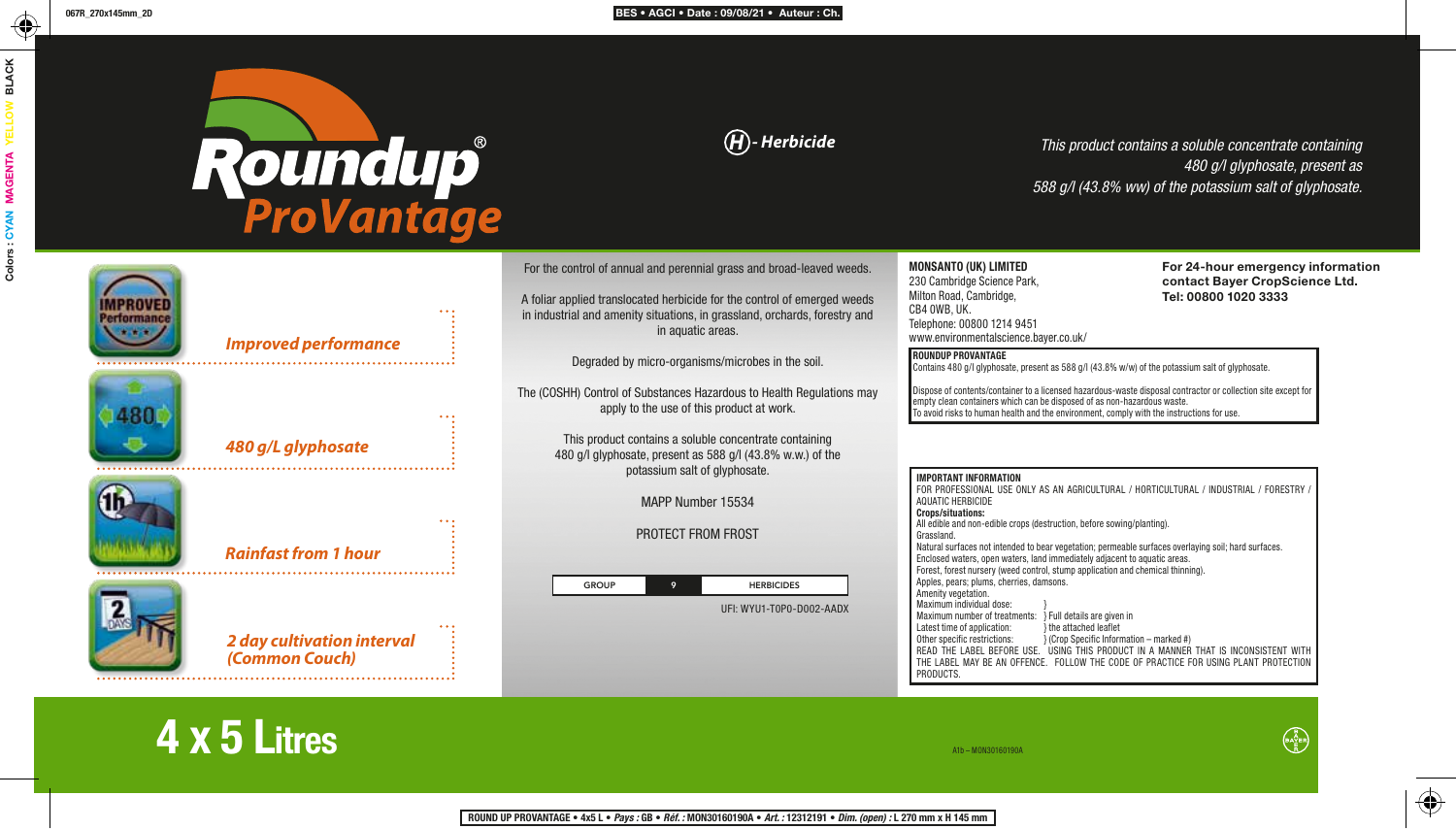# Roundup® ProVantage

(H)- Herbicide

*This product contains a soluble concentrate containing 480 g/l glyphosate, present as 588 g/l (43.8% ww) of the potassium salt of glyphosate.*

*Improved performance*

*480 g/L glyphosate*

*Rainfast from 1 hour*

*2 day cultivation interval (Common Couch)*

For the control of annual and perennial grass and broad-leaved weeds.

A foliar applied translocated herbicide for the control of emerged weeds in industrial and amenity situations, in grassland, orchards, forestry and in aquatic areas.

Degraded by micro-organisms/microbes in the soil.

The (COSHH) Control of Substances Hazardous to Health Regulations may apply to the use of this product at work.

This product contains a soluble concentrate containing 480 g/l glyphosate, present as 588 g/l (43.8% w.w.) of the potassium salt of glyphosate.

MAPP Number 15534

PROTECT FROM FROST

| | | |
|---|---|---|
| GROUP | 9 | HERBICIDES |

UFI: WYU1-T0P0-D002-AADX

**MONSANTO (UK) LIMITED**
230 Cambridge Science Park,
Milton Road, Cambridge,
CB4 0WB, UK.
Telephone: 00800 1214 9451
www.environmentalscience.bayer.co.uk/

**For 24-hour emergency information contact Bayer CropScience Ltd.**
**Tel: 00800 1020 3333**

**ROUNDUP PROVANTAGE**
Contains 480 g/l glyphosate, present as 588 g/l (43.8% w/w) of the potassium salt of glyphosate.

Dispose of contents/container to a licensed hazardous-waste disposal contractor or collection site except for empty clean containers which can be disposed of as non-hazardous waste.
To avoid risks to human health and the environment, comply with the instructions for use.

**IMPORTANT INFORMATION**
FOR PROFESSIONAL USE ONLY AS AN AGRICULTURAL / HORTICULTURAL / INDUSTRIAL / FORESTRY / AQUATIC HERBICIDE
**Crops/situations:**
All edible and non-edible crops (destruction, before sowing/planting).
Grassland.
Natural surfaces not intended to bear vegetation; permeable surfaces overlaying soil; hard surfaces.
Enclosed waters, open waters, land immediately adjacent to aquatic areas.
Forest, forest nursery (weed control, stump application and chemical thinning).
Apples, pears; plums, cherries, damsons.
Amenity vegetation.
Maximum individual dose: }
Maximum number of treatments: } Full details are given in
Latest time of application: } the attached leaflet
Other specific restrictions: } (Crop Specific Information – marked #)
READ THE LABEL BEFORE USE. USING THIS PRODUCT IN A MANNER THAT IS INCONSISTENT WITH THE LABEL MAY BE AN OFFENCE. FOLLOW THE CODE OF PRACTICE FOR USING PLANT PROTECTION PRODUCTS.

# 4 x 5 Litres

A1b – MON30160190A

BAYER